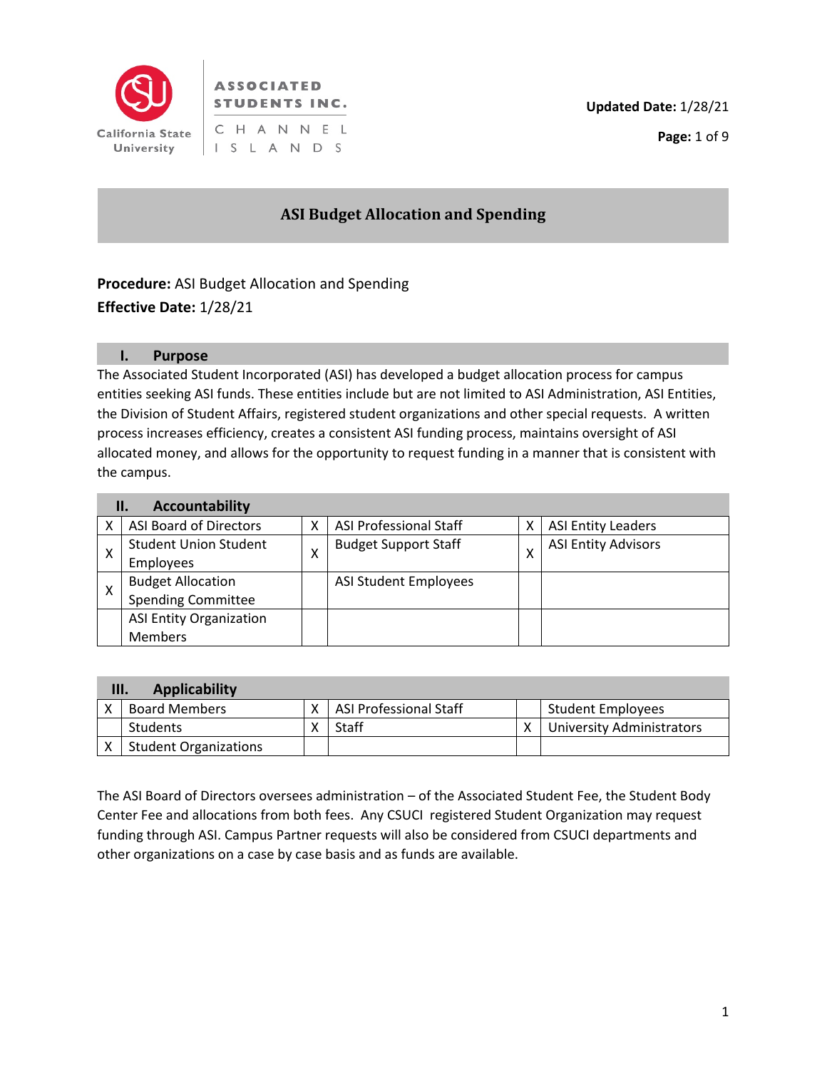**ASSOCIATED STUDENTS INC.**
**CHANNEL ISLANDS**

**Updated Date:** 1/28/21

# ASI Budget Allocation and Spending

**Procedure:** ASI Budget Allocation and Spending
**Effective Date:** 1/28/21

## I. Purpose

The Associated Student Incorporated (ASI) has developed a budget allocation process for campus entities seeking ASI funds. These entities include but are not limited to ASI Administration, ASI Entities, the Division of Student Affairs, registered student organizations and other special requests. A written process increases efficiency, creates a consistent ASI funding process, maintains oversight of ASI allocated money, and allows for the opportunity to request funding in a manner that is consistent with the campus.

## II. Accountability

| | | | | | |
|---|---|---|---|---|---|
| X | ASI Board of Directors | X | ASI Professional Staff | X | ASI Entity Leaders |
| X | Student Union Student Employees | X | Budget Support Staff | X | ASI Entity Advisors |
| X | Budget Allocation Spending Committee | | ASI Student Employees | | |
| | ASI Entity Organization Members | | | | |

## III. Applicability

| | | | | | |
|---|---|---|---|---|---|
| X | Board Members | X | ASI Professional Staff | | Student Employees |
| | Students | X | Staff | X | University Administrators |
| X | Student Organizations | | | | |

The ASI Board of Directors oversees administration – of the Associated Student Fee, the Student Body Center Fee and allocations from both fees. Any CSUCI registered Student Organization may request funding through ASI. Campus Partner requests will also be considered from CSUCI departments and other organizations on a case by case basis and as funds are available.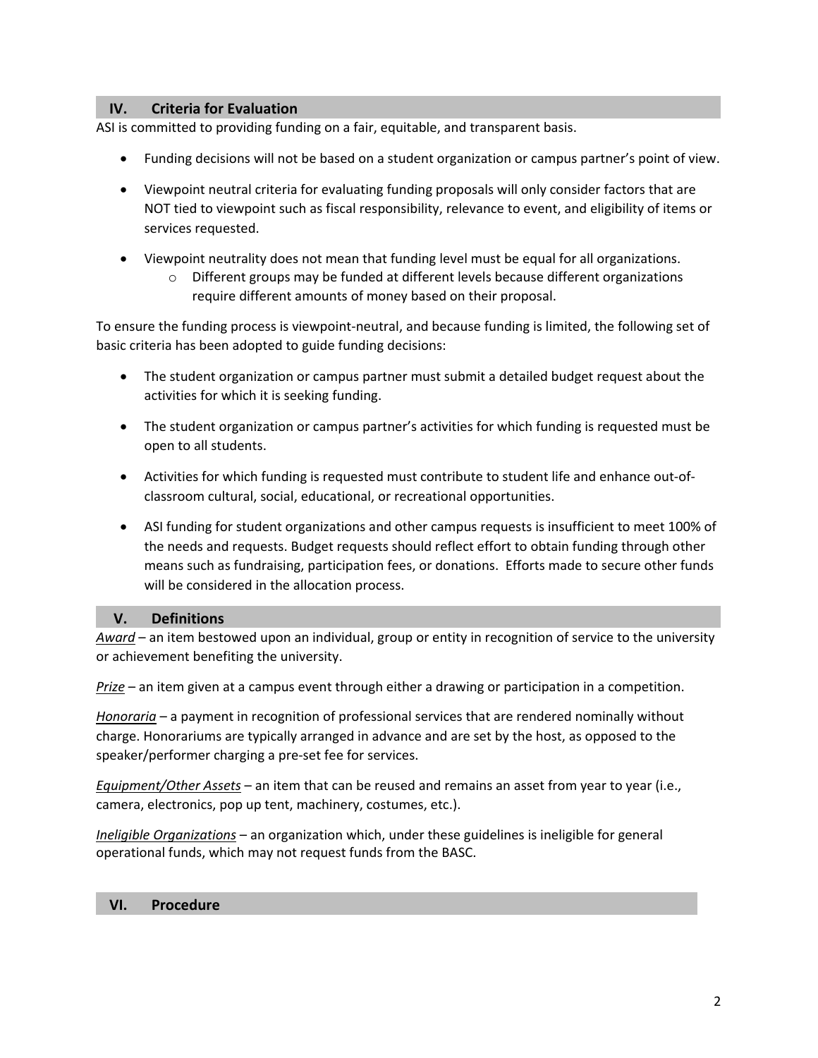## IV. Criteria for Evaluation

ASI is committed to providing funding on a fair, equitable, and transparent basis.

- Funding decisions will not be based on a student organization or campus partner's point of view.
- Viewpoint neutral criteria for evaluating funding proposals will only consider factors that are NOT tied to viewpoint such as fiscal responsibility, relevance to event, and eligibility of items or services requested.
- Viewpoint neutrality does not mean that funding level must be equal for all organizations.
  - Different groups may be funded at different levels because different organizations require different amounts of money based on their proposal.

To ensure the funding process is viewpoint-neutral, and because funding is limited, the following set of basic criteria has been adopted to guide funding decisions:

- The student organization or campus partner must submit a detailed budget request about the activities for which it is seeking funding.
- The student organization or campus partner's activities for which funding is requested must be open to all students.
- Activities for which funding is requested must contribute to student life and enhance out-of-classroom cultural, social, educational, or recreational opportunities.
- ASI funding for student organizations and other campus requests is insufficient to meet 100% of the needs and requests. Budget requests should reflect effort to obtain funding through other means such as fundraising, participation fees, or donations. Efforts made to secure other funds will be considered in the allocation process.

## V. Definitions

*Award* – an item bestowed upon an individual, group or entity in recognition of service to the university or achievement benefiting the university.

*Prize* – an item given at a campus event through either a drawing or participation in a competition.

*Honoraria* – a payment in recognition of professional services that are rendered nominally without charge. Honorariums are typically arranged in advance and are set by the host, as opposed to the speaker/performer charging a pre-set fee for services.

*Equipment/Other Assets* – an item that can be reused and remains an asset from year to year (i.e., camera, electronics, pop up tent, machinery, costumes, etc.).

*Ineligible Organizations* – an organization which, under these guidelines is ineligible for general operational funds, which may not request funds from the BASC.

## VI. Procedure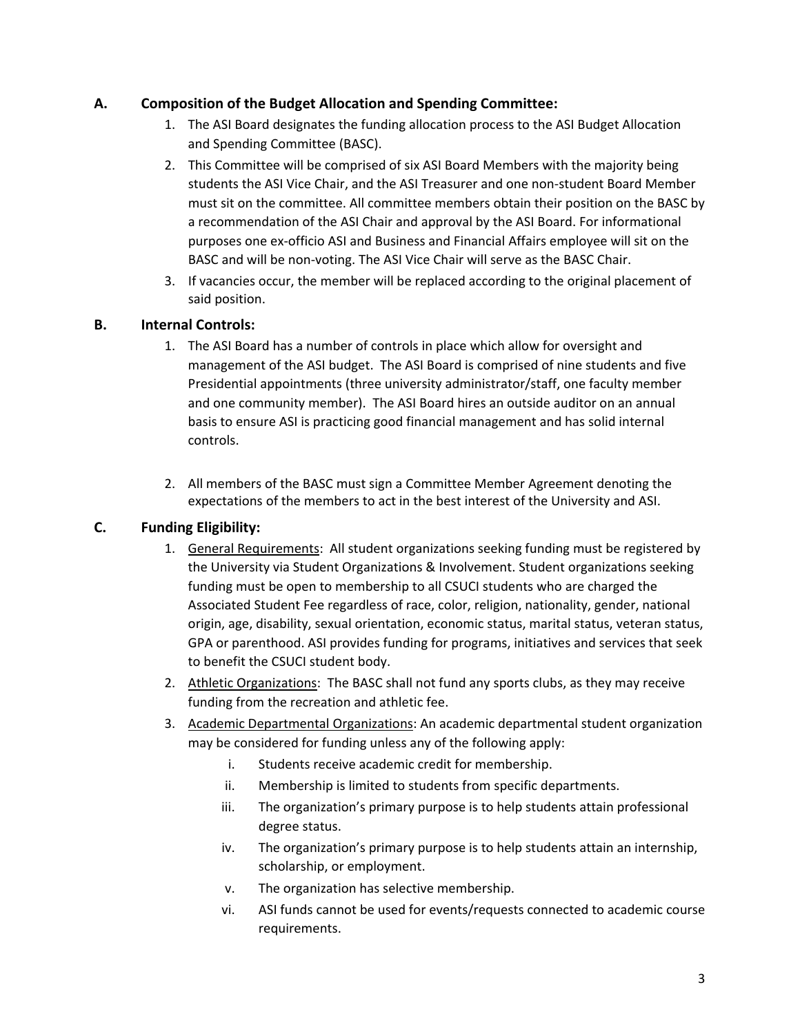### A. Composition of the Budget Allocation and Spending Committee:

1. The ASI Board designates the funding allocation process to the ASI Budget Allocation and Spending Committee (BASC).
2. This Committee will be comprised of six ASI Board Members with the majority being students the ASI Vice Chair, and the ASI Treasurer and one non-student Board Member must sit on the committee. All committee members obtain their position on the BASC by a recommendation of the ASI Chair and approval by the ASI Board. For informational purposes one ex-officio ASI and Business and Financial Affairs employee will sit on the BASC and will be non-voting. The ASI Vice Chair will serve as the BASC Chair.
3. If vacancies occur, the member will be replaced according to the original placement of said position.

### B. Internal Controls:

1. The ASI Board has a number of controls in place which allow for oversight and management of the ASI budget. The ASI Board is comprised of nine students and five Presidential appointments (three university administrator/staff, one faculty member and one community member). The ASI Board hires an outside auditor on an annual basis to ensure ASI is practicing good financial management and has solid internal controls.

2. All members of the BASC must sign a Committee Member Agreement denoting the expectations of the members to act in the best interest of the University and ASI.

### C. Funding Eligibility:

1. <u>General Requirements</u>: All student organizations seeking funding must be registered by the University via Student Organizations & Involvement. Student organizations seeking funding must be open to membership to all CSUCI students who are charged the Associated Student Fee regardless of race, color, religion, nationality, gender, national origin, age, disability, sexual orientation, economic status, marital status, veteran status, GPA or parenthood. ASI provides funding for programs, initiatives and services that seek to benefit the CSUCI student body.
2. <u>Athletic Organizations</u>: The BASC shall not fund any sports clubs, as they may receive funding from the recreation and athletic fee.
3. <u>Academic Departmental Organizations</u>: An academic departmental student organization may be considered for funding unless any of the following apply:
    i. Students receive academic credit for membership.
    ii. Membership is limited to students from specific departments.
    iii. The organization's primary purpose is to help students attain professional degree status.
    iv. The organization's primary purpose is to help students attain an internship, scholarship, or employment.
    v. The organization has selective membership.
    vi. ASI funds cannot be used for events/requests connected to academic course requirements.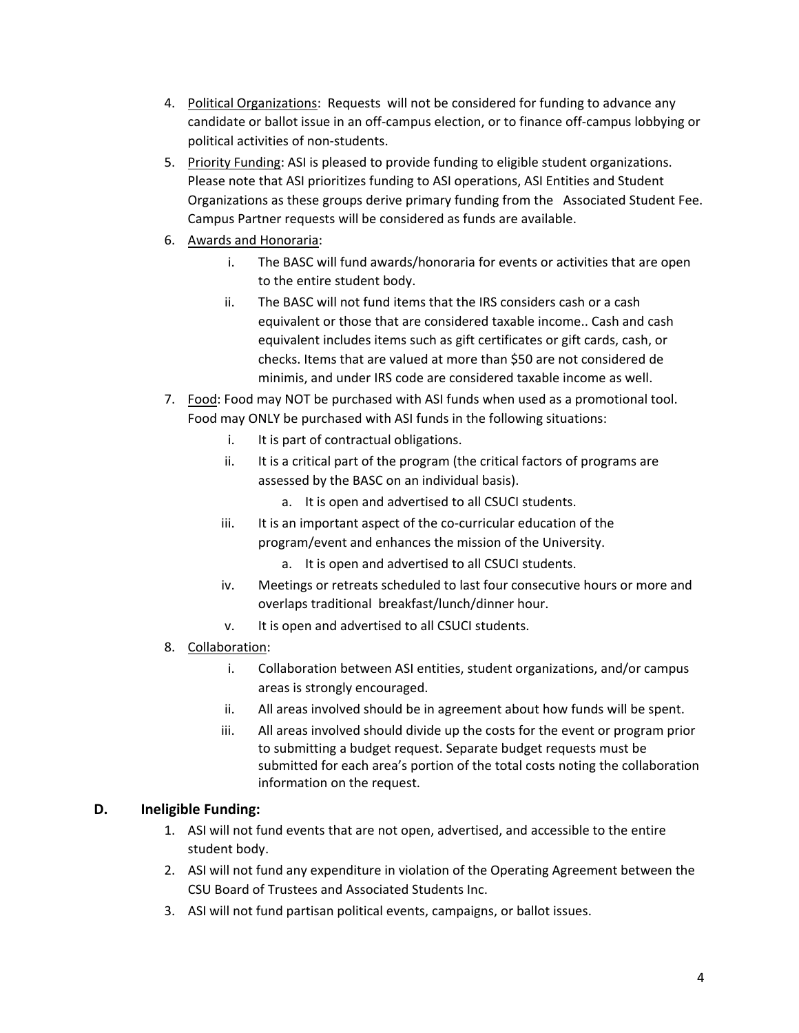4. Political Organizations: Requests will not be considered for funding to advance any candidate or ballot issue in an off-campus election, or to finance off-campus lobbying or political activities of non-students.
5. Priority Funding: ASI is pleased to provide funding to eligible student organizations. Please note that ASI prioritizes funding to ASI operations, ASI Entities and Student Organizations as these groups derive primary funding from the Associated Student Fee. Campus Partner requests will be considered as funds are available.
6. Awards and Honoraria:
    i. The BASC will fund awards/honoraria for events or activities that are open to the entire student body.
    ii. The BASC will not fund items that the IRS considers cash or a cash equivalent or those that are considered taxable income.. Cash and cash equivalent includes items such as gift certificates or gift cards, cash, or checks. Items that are valued at more than $50 are not considered de minimis, and under IRS code are considered taxable income as well.
7. Food: Food may NOT be purchased with ASI funds when used as a promotional tool. Food may ONLY be purchased with ASI funds in the following situations:
    i. It is part of contractual obligations.
    ii. It is a critical part of the program (the critical factors of programs are assessed by the BASC on an individual basis).
        a. It is open and advertised to all CSUCI students.
    iii. It is an important aspect of the co-curricular education of the program/event and enhances the mission of the University.
        a. It is open and advertised to all CSUCI students.
    iv. Meetings or retreats scheduled to last four consecutive hours or more and overlaps traditional breakfast/lunch/dinner hour.
    v. It is open and advertised to all CSUCI students.
8. Collaboration:
    i. Collaboration between ASI entities, student organizations, and/or campus areas is strongly encouraged.
    ii. All areas involved should be in agreement about how funds will be spent.
    iii. All areas involved should divide up the costs for the event or program prior to submitting a budget request. Separate budget requests must be submitted for each area's portion of the total costs noting the collaboration information on the request.

### D. Ineligible Funding:

1. ASI will not fund events that are not open, advertised, and accessible to the entire student body.
2. ASI will not fund any expenditure in violation of the Operating Agreement between the CSU Board of Trustees and Associated Students Inc.
3. ASI will not fund partisan political events, campaigns, or ballot issues.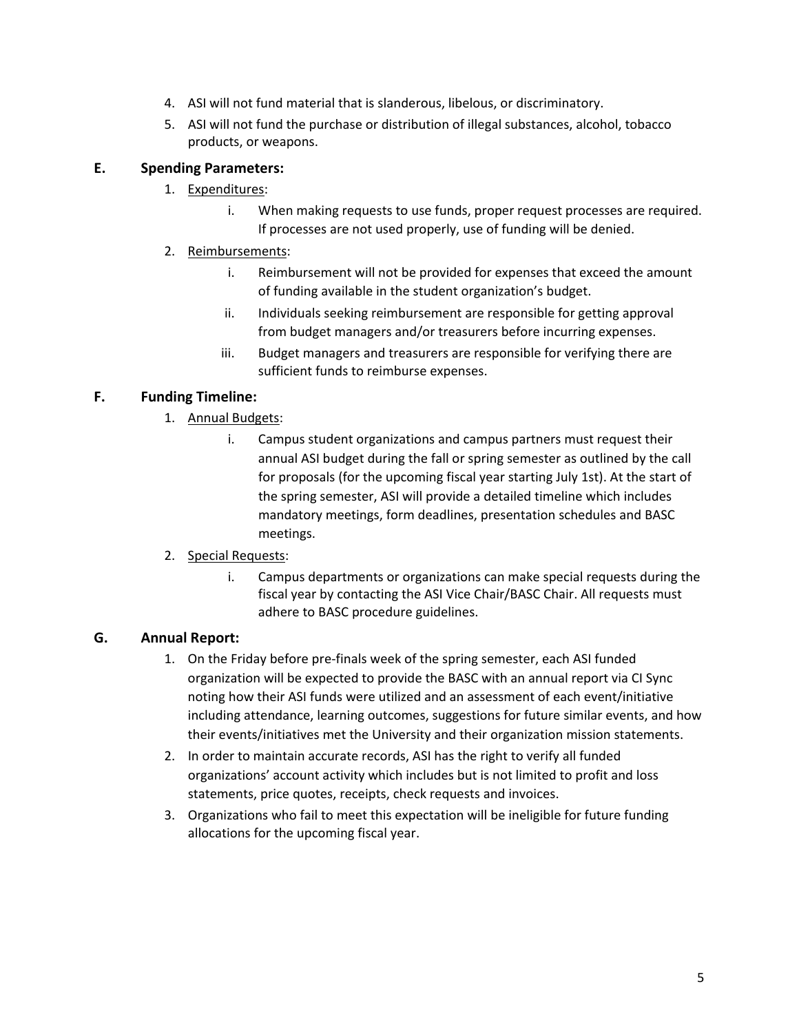4. ASI will not fund material that is slanderous, libelous, or discriminatory.
5. ASI will not fund the purchase or distribution of illegal substances, alcohol, tobacco products, or weapons.

### E. Spending Parameters:

1. <u>Expenditures</u>:
   i. When making requests to use funds, proper request processes are required. If processes are not used properly, use of funding will be denied.
2. <u>Reimbursements</u>:
   i. Reimbursement will not be provided for expenses that exceed the amount of funding available in the student organization's budget.
   ii. Individuals seeking reimbursement are responsible for getting approval from budget managers and/or treasurers before incurring expenses.
   iii. Budget managers and treasurers are responsible for verifying there are sufficient funds to reimburse expenses.

### F. Funding Timeline:

1. <u>Annual Budgets</u>:
   i. Campus student organizations and campus partners must request their annual ASI budget during the fall or spring semester as outlined by the call for proposals (for the upcoming fiscal year starting July 1st). At the start of the spring semester, ASI will provide a detailed timeline which includes mandatory meetings, form deadlines, presentation schedules and BASC meetings.
2. <u>Special Requests</u>:
   i. Campus departments or organizations can make special requests during the fiscal year by contacting the ASI Vice Chair/BASC Chair. All requests must adhere to BASC procedure guidelines.

### G. Annual Report:

1. On the Friday before pre-finals week of the spring semester, each ASI funded organization will be expected to provide the BASC with an annual report via CI Sync noting how their ASI funds were utilized and an assessment of each event/initiative including attendance, learning outcomes, suggestions for future similar events, and how their events/initiatives met the University and their organization mission statements.
2. In order to maintain accurate records, ASI has the right to verify all funded organizations' account activity which includes but is not limited to profit and loss statements, price quotes, receipts, check requests and invoices.
3. Organizations who fail to meet this expectation will be ineligible for future funding allocations for the upcoming fiscal year.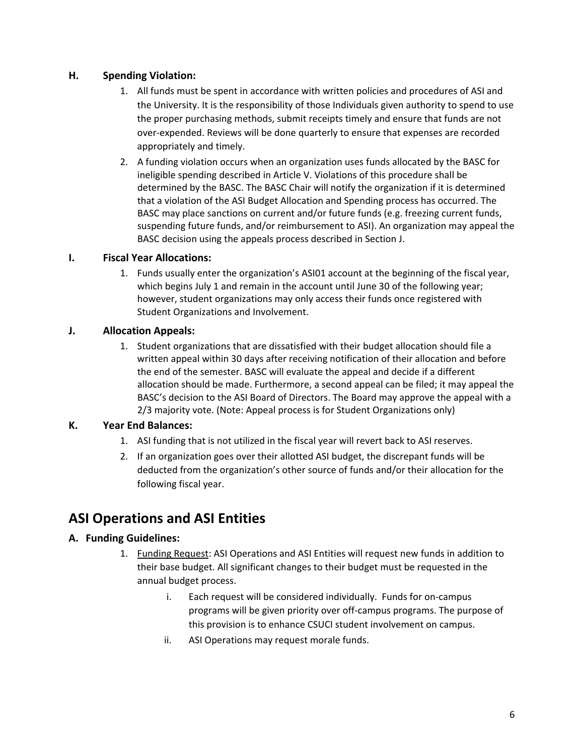### H. Spending Violation:

1. All funds must be spent in accordance with written policies and procedures of ASI and the University. It is the responsibility of those Individuals given authority to spend to use the proper purchasing methods, submit receipts timely and ensure that funds are not over-expended. Reviews will be done quarterly to ensure that expenses are recorded appropriately and timely.
2. A funding violation occurs when an organization uses funds allocated by the BASC for ineligible spending described in Article V. Violations of this procedure shall be determined by the BASC. The BASC Chair will notify the organization if it is determined that a violation of the ASI Budget Allocation and Spending process has occurred. The BASC may place sanctions on current and/or future funds (e.g. freezing current funds, suspending future funds, and/or reimbursement to ASI). An organization may appeal the BASC decision using the appeals process described in Section J.

### I. Fiscal Year Allocations:

1. Funds usually enter the organization's ASI01 account at the beginning of the fiscal year, which begins July 1 and remain in the account until June 30 of the following year; however, student organizations may only access their funds once registered with Student Organizations and Involvement.

### J. Allocation Appeals:

1. Student organizations that are dissatisfied with their budget allocation should file a written appeal within 30 days after receiving notification of their allocation and before the end of the semester. BASC will evaluate the appeal and decide if a different allocation should be made. Furthermore, a second appeal can be filed; it may appeal the BASC's decision to the ASI Board of Directors. The Board may approve the appeal with a 2/3 majority vote. (Note: Appeal process is for Student Organizations only)

### K. Year End Balances:

1. ASI funding that is not utilized in the fiscal year will revert back to ASI reserves.
2. If an organization goes over their allotted ASI budget, the discrepant funds will be deducted from the organization's other source of funds and/or their allocation for the following fiscal year.

## ASI Operations and ASI Entities

### A. Funding Guidelines:

1. <u>Funding Request</u>: ASI Operations and ASI Entities will request new funds in addition to their base budget. All significant changes to their budget must be requested in the annual budget process.
   i. Each request will be considered individually. Funds for on-campus programs will be given priority over off-campus programs. The purpose of this provision is to enhance CSUCI student involvement on campus.
   ii. ASI Operations may request morale funds.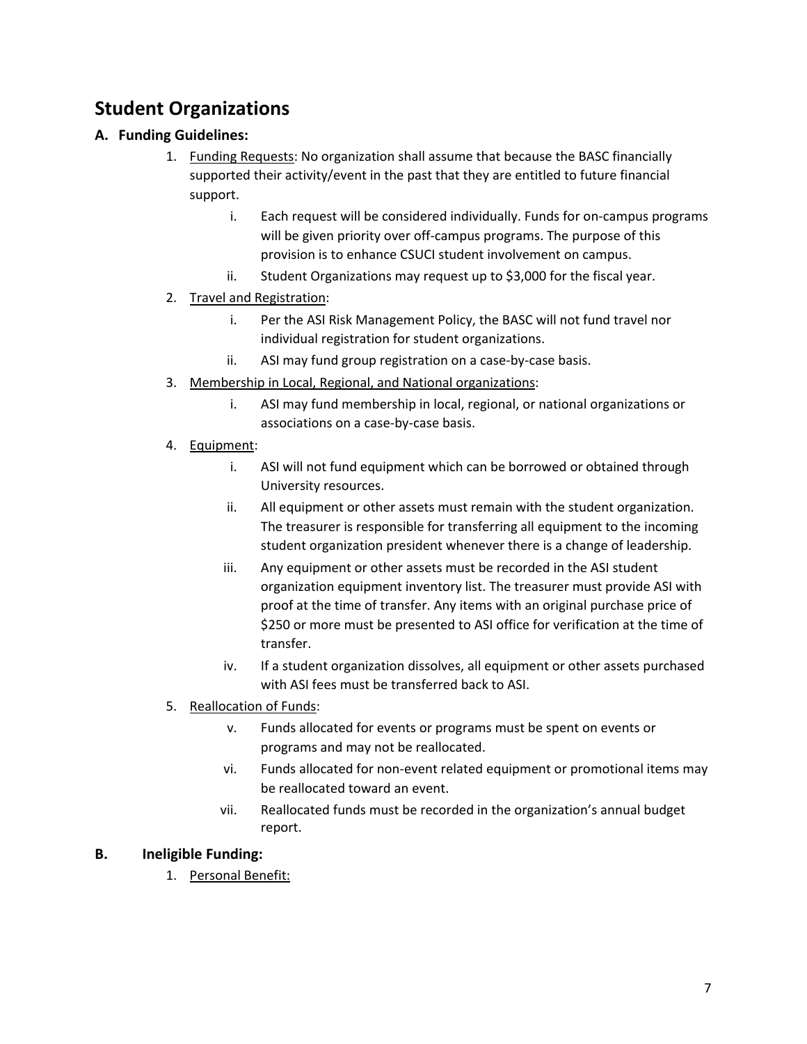## Student Organizations

### A. Funding Guidelines:

1. Funding Requests: No organization shall assume that because the BASC financially supported their activity/event in the past that they are entitled to future financial support.
   i. Each request will be considered individually. Funds for on-campus programs will be given priority over off-campus programs. The purpose of this provision is to enhance CSUCI student involvement on campus.
   ii. Student Organizations may request up to $3,000 for the fiscal year.
2. Travel and Registration:
   i. Per the ASI Risk Management Policy, the BASC will not fund travel nor individual registration for student organizations.
   ii. ASI may fund group registration on a case-by-case basis.
3. Membership in Local, Regional, and National organizations:
   i. ASI may fund membership in local, regional, or national organizations or associations on a case-by-case basis.
4. Equipment:
   i. ASI will not fund equipment which can be borrowed or obtained through University resources.
   ii. All equipment or other assets must remain with the student organization. The treasurer is responsible for transferring all equipment to the incoming student organization president whenever there is a change of leadership.
   iii. Any equipment or other assets must be recorded in the ASI student organization equipment inventory list. The treasurer must provide ASI with proof at the time of transfer. Any items with an original purchase price of $250 or more must be presented to ASI office for verification at the time of transfer.
   iv. If a student organization dissolves, all equipment or other assets purchased with ASI fees must be transferred back to ASI.
5. Reallocation of Funds:
   v. Funds allocated for events or programs must be spent on events or programs and may not be reallocated.
   vi. Funds allocated for non-event related equipment or promotional items may be reallocated toward an event.
   vii. Reallocated funds must be recorded in the organization's annual budget report.

### B. Ineligible Funding:

1. Personal Benefit: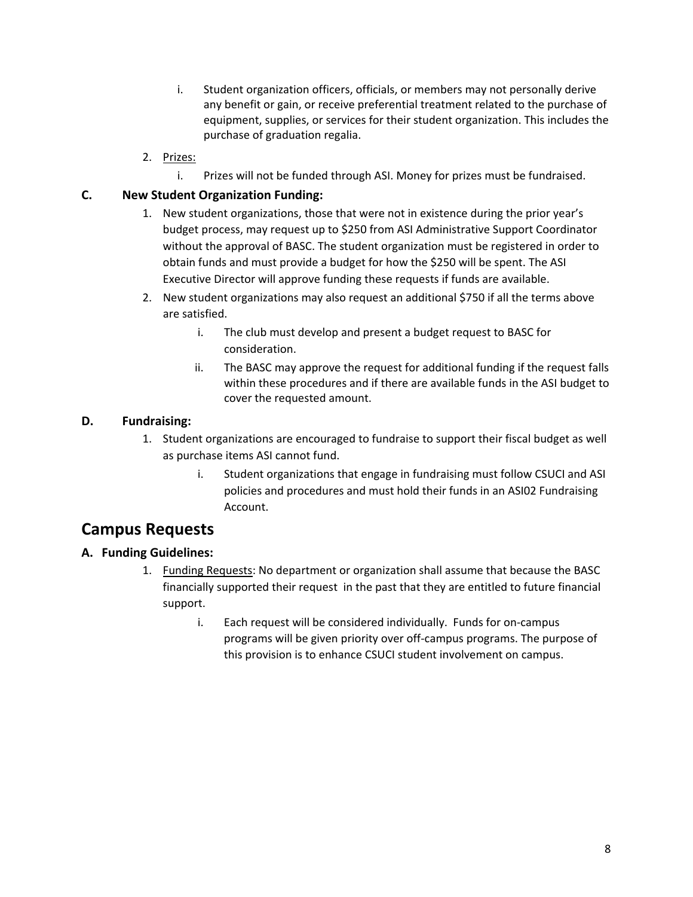i. Student organization officers, officials, or members may not personally derive any benefit or gain, or receive preferential treatment related to the purchase of equipment, supplies, or services for their student organization. This includes the purchase of graduation regalia.

2. Prizes:
   i. Prizes will not be funded through ASI. Money for prizes must be fundraised.

### C. New Student Organization Funding:

1. New student organizations, those that were not in existence during the prior year's budget process, may request up to $250 from ASI Administrative Support Coordinator without the approval of BASC. The student organization must be registered in order to obtain funds and must provide a budget for how the $250 will be spent. The ASI Executive Director will approve funding these requests if funds are available.
2. New student organizations may also request an additional $750 if all the terms above are satisfied.
   i. The club must develop and present a budget request to BASC for consideration.
   ii. The BASC may approve the request for additional funding if the request falls within these procedures and if there are available funds in the ASI budget to cover the requested amount.

### D. Fundraising:

1. Student organizations are encouraged to fundraise to support their fiscal budget as well as purchase items ASI cannot fund.
   i. Student organizations that engage in fundraising must follow CSUCI and ASI policies and procedures and must hold their funds in an ASI02 Fundraising Account.

## Campus Requests

### A. Funding Guidelines:

1. Funding Requests: No department or organization shall assume that because the BASC financially supported their request in the past that they are entitled to future financial support.
   i. Each request will be considered individually. Funds for on-campus programs will be given priority over off-campus programs. The purpose of this provision is to enhance CSUCI student involvement on campus.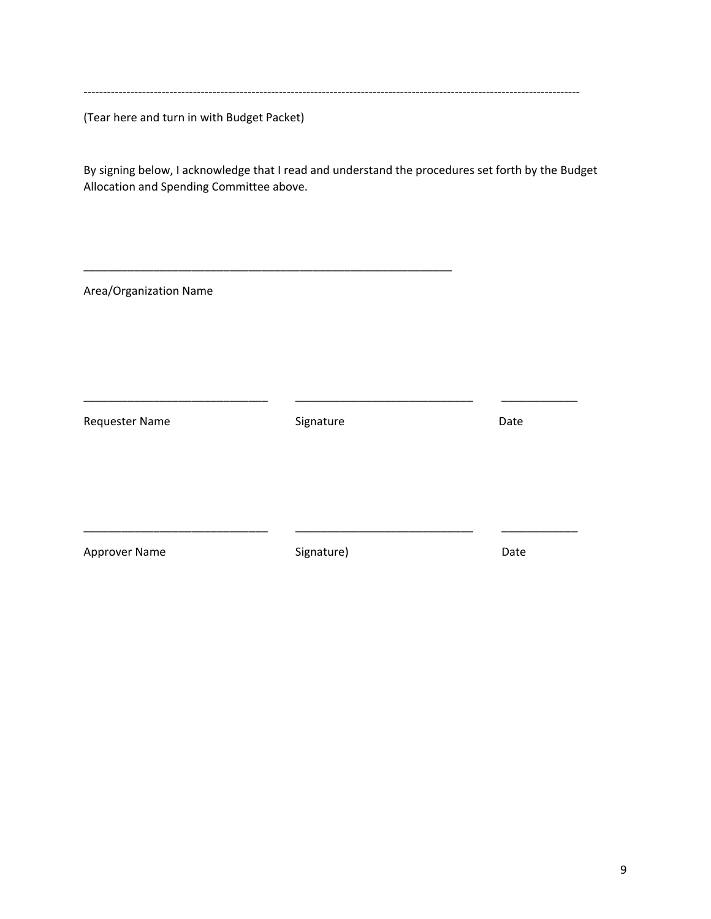-----------------------------------------------------------------------------------------------------------------------------

(Tear here and turn in with Budget Packet)

By signing below, I acknowledge that I read and understand the procedures set forth by the Budget Allocation and Spending Committee above.

_______________________________________________________________

Area/Organization Name

_______________________________ _______________________________ _____________

Requester Name Signature Date

_______________________________ _______________________________ _____________

Approver Name Signature) Date